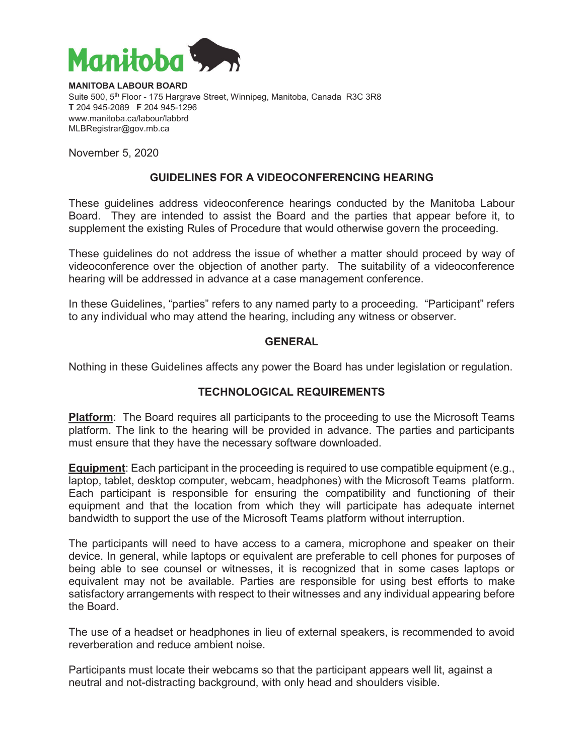Manitoba

**MANITOBA LABOUR BOARD**
Suite 500, 5th Floor - 175 Hargrave Street, Winnipeg, Manitoba, Canada R3C 3R8
**T** 204 945-2089 **F** 204 945-1296
www.manitoba.ca/labour/labbrd
MLBRegistrar@gov.mb.ca

November 5, 2020

## GUIDELINES FOR A VIDEOCONFERENCING HEARING

These guidelines address videoconference hearings conducted by the Manitoba Labour Board. They are intended to assist the Board and the parties that appear before it, to supplement the existing Rules of Procedure that would otherwise govern the proceeding.

These guidelines do not address the issue of whether a matter should proceed by way of videoconference over the objection of another party. The suitability of a videoconference hearing will be addressed in advance at a case management conference.

In these Guidelines, "parties" refers to any named party to a proceeding. "Participant" refers to any individual who may attend the hearing, including any witness or observer.

### GENERAL

Nothing in these Guidelines affects any power the Board has under legislation or regulation.

### TECHNOLOGICAL REQUIREMENTS

**Platform**: The Board requires all participants to the proceeding to use the Microsoft Teams platform. The link to the hearing will be provided in advance. The parties and participants must ensure that they have the necessary software downloaded.

**Equipment**: Each participant in the proceeding is required to use compatible equipment (e.g., laptop, tablet, desktop computer, webcam, headphones) with the Microsoft Teams platform. Each participant is responsible for ensuring the compatibility and functioning of their equipment and that the location from which they will participate has adequate internet bandwidth to support the use of the Microsoft Teams platform without interruption.

The participants will need to have access to a camera, microphone and speaker on their device. In general, while laptops or equivalent are preferable to cell phones for purposes of being able to see counsel or witnesses, it is recognized that in some cases laptops or equivalent may not be available. Parties are responsible for using best efforts to make satisfactory arrangements with respect to their witnesses and any individual appearing before the Board.

The use of a headset or headphones in lieu of external speakers, is recommended to avoid reverberation and reduce ambient noise.

Participants must locate their webcams so that the participant appears well lit, against a neutral and not-distracting background, with only head and shoulders visible.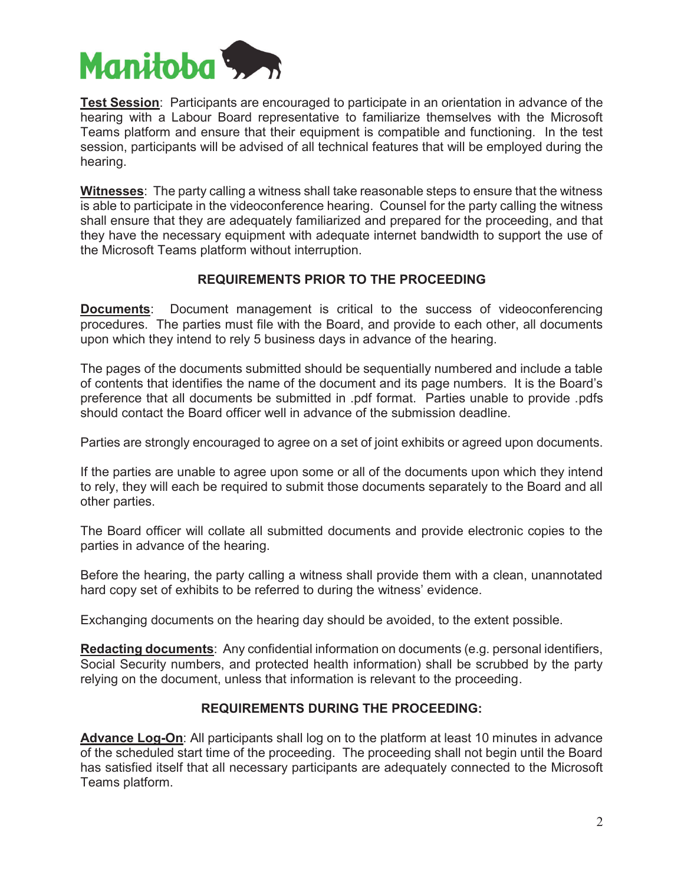**Test Session**: Participants are encouraged to participate in an orientation in advance of the hearing with a Labour Board representative to familiarize themselves with the Microsoft Teams platform and ensure that their equipment is compatible and functioning. In the test session, participants will be advised of all technical features that will be employed during the hearing.

**Witnesses**: The party calling a witness shall take reasonable steps to ensure that the witness is able to participate in the videoconference hearing. Counsel for the party calling the witness shall ensure that they are adequately familiarized and prepared for the proceeding, and that they have the necessary equipment with adequate internet bandwidth to support the use of the Microsoft Teams platform without interruption.

## REQUIREMENTS PRIOR TO THE PROCEEDING

**Documents**: Document management is critical to the success of videoconferencing procedures. The parties must file with the Board, and provide to each other, all documents upon which they intend to rely 5 business days in advance of the hearing.

The pages of the documents submitted should be sequentially numbered and include a table of contents that identifies the name of the document and its page numbers. It is the Board's preference that all documents be submitted in .pdf format. Parties unable to provide .pdfs should contact the Board officer well in advance of the submission deadline.

Parties are strongly encouraged to agree on a set of joint exhibits or agreed upon documents.

If the parties are unable to agree upon some or all of the documents upon which they intend to rely, they will each be required to submit those documents separately to the Board and all other parties.

The Board officer will collate all submitted documents and provide electronic copies to the parties in advance of the hearing.

Before the hearing, the party calling a witness shall provide them with a clean, unannotated hard copy set of exhibits to be referred to during the witness' evidence.

Exchanging documents on the hearing day should be avoided, to the extent possible.

**Redacting documents**: Any confidential information on documents (e.g. personal identifiers, Social Security numbers, and protected health information) shall be scrubbed by the party relying on the document, unless that information is relevant to the proceeding.

## REQUIREMENTS DURING THE PROCEEDING:

**Advance Log-On**: All participants shall log on to the platform at least 10 minutes in advance of the scheduled start time of the proceeding. The proceeding shall not begin until the Board has satisfied itself that all necessary participants are adequately connected to the Microsoft Teams platform.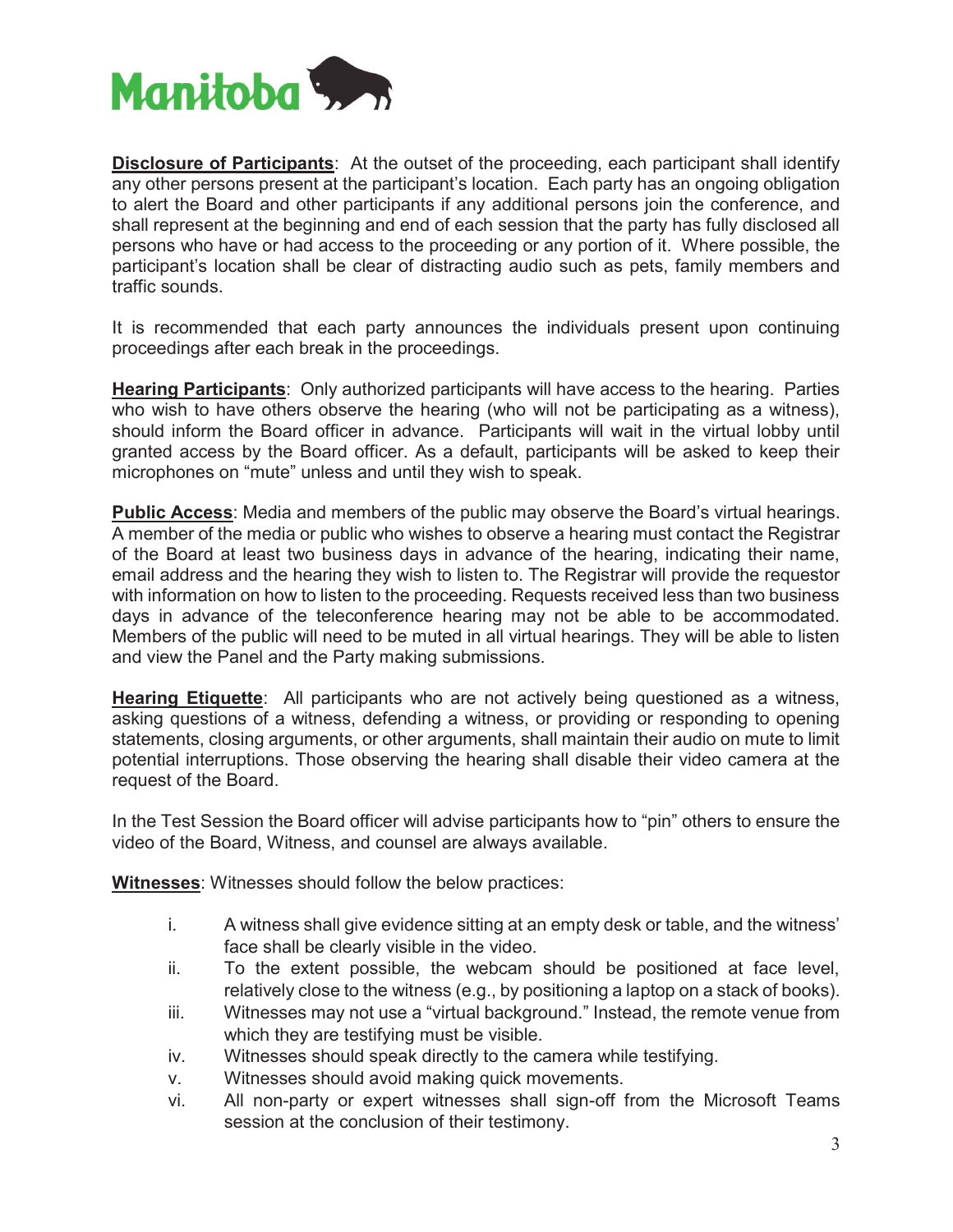**Disclosure of Participants**: At the outset of the proceeding, each participant shall identify any other persons present at the participant's location. Each party has an ongoing obligation to alert the Board and other participants if any additional persons join the conference, and shall represent at the beginning and end of each session that the party has fully disclosed all persons who have or had access to the proceeding or any portion of it. Where possible, the participant's location shall be clear of distracting audio such as pets, family members and traffic sounds.

It is recommended that each party announces the individuals present upon continuing proceedings after each break in the proceedings.

**Hearing Participants**: Only authorized participants will have access to the hearing. Parties who wish to have others observe the hearing (who will not be participating as a witness), should inform the Board officer in advance. Participants will wait in the virtual lobby until granted access by the Board officer. As a default, participants will be asked to keep their microphones on "mute" unless and until they wish to speak.

**Public Access**: Media and members of the public may observe the Board's virtual hearings. A member of the media or public who wishes to observe a hearing must contact the Registrar of the Board at least two business days in advance of the hearing, indicating their name, email address and the hearing they wish to listen to. The Registrar will provide the requestor with information on how to listen to the proceeding. Requests received less than two business days in advance of the teleconference hearing may not be able to be accommodated. Members of the public will need to be muted in all virtual hearings. They will be able to listen and view the Panel and the Party making submissions.

**Hearing Etiquette**: All participants who are not actively being questioned as a witness, asking questions of a witness, defending a witness, or providing or responding to opening statements, closing arguments, or other arguments, shall maintain their audio on mute to limit potential interruptions. Those observing the hearing shall disable their video camera at the request of the Board.

In the Test Session the Board officer will advise participants how to "pin" others to ensure the video of the Board, Witness, and counsel are always available.

**Witnesses**: Witnesses should follow the below practices:

i. A witness shall give evidence sitting at an empty desk or table, and the witness' face shall be clearly visible in the video.
ii. To the extent possible, the webcam should be positioned at face level, relatively close to the witness (e.g., by positioning a laptop on a stack of books).
iii. Witnesses may not use a "virtual background." Instead, the remote venue from which they are testifying must be visible.
iv. Witnesses should speak directly to the camera while testifying.
v. Witnesses should avoid making quick movements.
vi. All non-party or expert witnesses shall sign-off from the Microsoft Teams session at the conclusion of their testimony.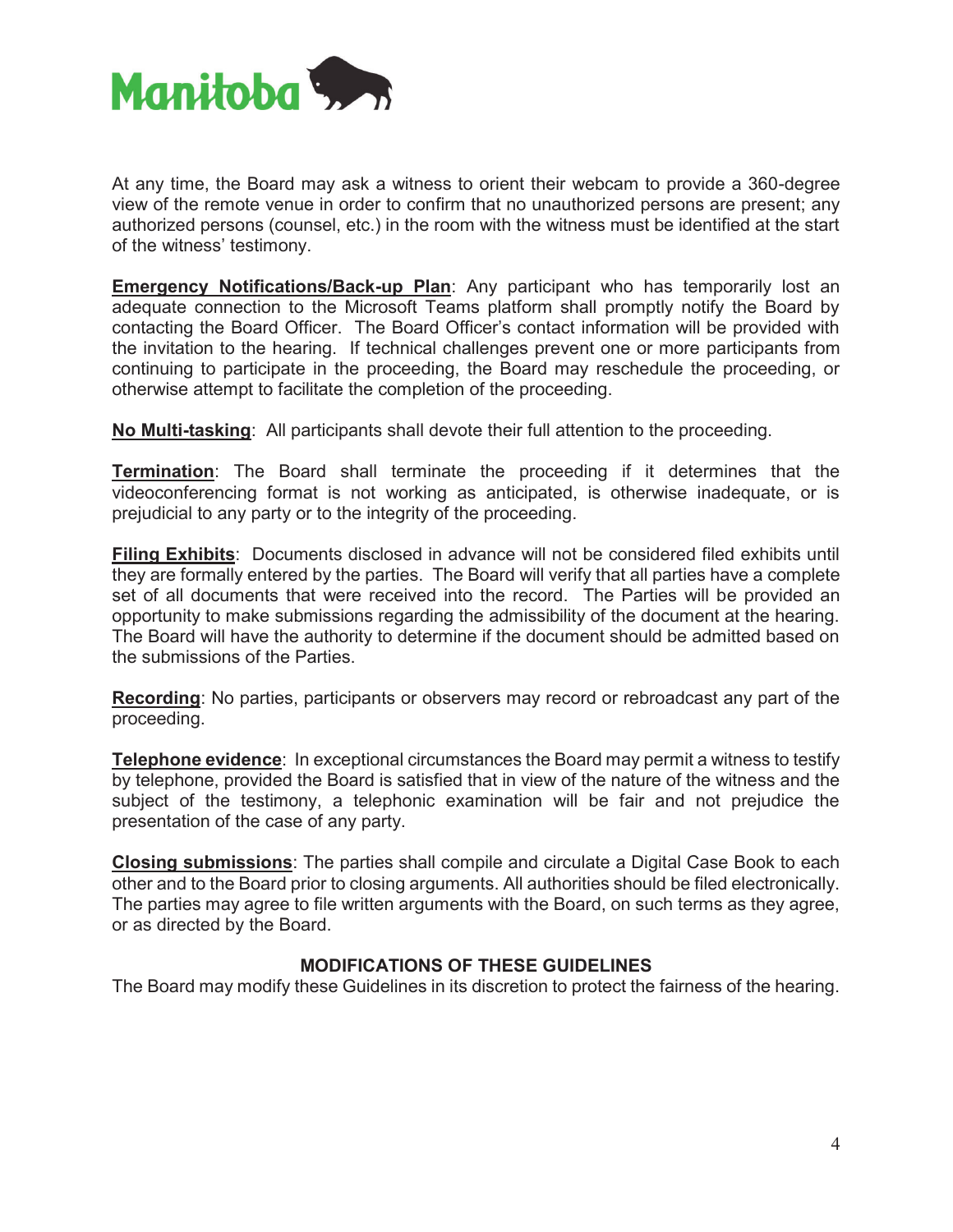At any time, the Board may ask a witness to orient their webcam to provide a 360-degree view of the remote venue in order to confirm that no unauthorized persons are present; any authorized persons (counsel, etc.) in the room with the witness must be identified at the start of the witness' testimony.

**Emergency Notifications/Back-up Plan**: Any participant who has temporarily lost an adequate connection to the Microsoft Teams platform shall promptly notify the Board by contacting the Board Officer. The Board Officer's contact information will be provided with the invitation to the hearing. If technical challenges prevent one or more participants from continuing to participate in the proceeding, the Board may reschedule the proceeding, or otherwise attempt to facilitate the completion of the proceeding.

**No Multi-tasking**: All participants shall devote their full attention to the proceeding.

**Termination**: The Board shall terminate the proceeding if it determines that the videoconferencing format is not working as anticipated, is otherwise inadequate, or is prejudicial to any party or to the integrity of the proceeding.

**Filing Exhibits**: Documents disclosed in advance will not be considered filed exhibits until they are formally entered by the parties. The Board will verify that all parties have a complete set of all documents that were received into the record. The Parties will be provided an opportunity to make submissions regarding the admissibility of the document at the hearing. The Board will have the authority to determine if the document should be admitted based on the submissions of the Parties.

**Recording**: No parties, participants or observers may record or rebroadcast any part of the proceeding.

**Telephone evidence**: In exceptional circumstances the Board may permit a witness to testify by telephone, provided the Board is satisfied that in view of the nature of the witness and the subject of the testimony, a telephonic examination will be fair and not prejudice the presentation of the case of any party.

**Closing submissions**: The parties shall compile and circulate a Digital Case Book to each other and to the Board prior to closing arguments. All authorities should be filed electronically. The parties may agree to file written arguments with the Board, on such terms as they agree, or as directed by the Board.

## MODIFICATIONS OF THESE GUIDELINES

The Board may modify these Guidelines in its discretion to protect the fairness of the hearing.